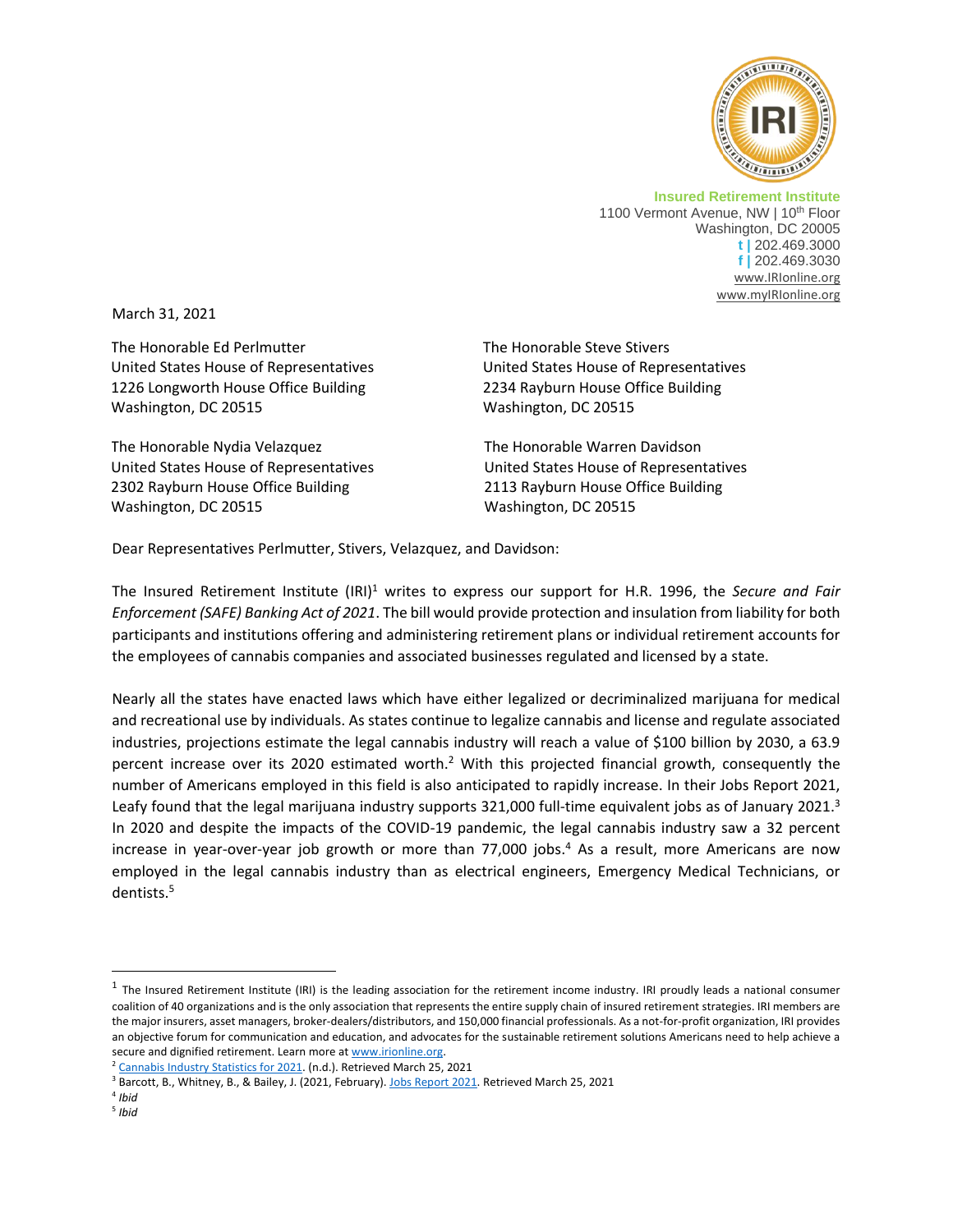**Insured Retirement Institute**
1100 Vermont Avenue, NW | 10th Floor
Washington, DC 20005
t | 202.469.3000
f | 202.469.3030
www.IRIonline.org
www.myIRIonline.org

March 31, 2021

The Honorable Ed Perlmutter
United States House of Representatives
1226 Longworth House Office Building
Washington, DC 20515

The Honorable Steve Stivers
United States House of Representatives
2234 Rayburn House Office Building
Washington, DC 20515

The Honorable Nydia Velazquez
United States House of Representatives
2302 Rayburn House Office Building
Washington, DC 20515

The Honorable Warren Davidson
United States House of Representatives
2113 Rayburn House Office Building
Washington, DC 20515

Dear Representatives Perlmutter, Stivers, Velazquez, and Davidson:

The Insured Retirement Institute (IRI)[1] writes to express our support for H.R. 1996, the *Secure and Fair Enforcement (SAFE) Banking Act of 2021*. The bill would provide protection and insulation from liability for both participants and institutions offering and administering retirement plans or individual retirement accounts for the employees of cannabis companies and associated businesses regulated and licensed by a state.

Nearly all the states have enacted laws which have either legalized or decriminalized marijuana for medical and recreational use by individuals. As states continue to legalize cannabis and license and regulate associated industries, projections estimate the legal cannabis industry will reach a value of $100 billion by 2030, a 63.9 percent increase over its 2020 estimated worth.[2] With this projected financial growth, consequently the number of Americans employed in this field is also anticipated to rapidly increase. In their Jobs Report 2021, Leafy found that the legal marijuana industry supports 321,000 full-time equivalent jobs as of January 2021.[3] In 2020 and despite the impacts of the COVID-19 pandemic, the legal cannabis industry saw a 32 percent increase in year-over-year job growth or more than 77,000 jobs.[4] As a result, more Americans are now employed in the legal cannabis industry than as electrical engineers, Emergency Medical Technicians, or dentists.[5]

---

[1] The Insured Retirement Institute (IRI) is the leading association for the retirement income industry. IRI proudly leads a national consumer coalition of 40 organizations and is the only association that represents the entire supply chain of insured retirement strategies. IRI members are the major insurers, asset managers, broker-dealers/distributors, and 150,000 financial professionals. As a not-for-profit organization, IRI provides an objective forum for communication and education, and advocates for the sustainable retirement solutions Americans need to help achieve a secure and dignified retirement. Learn more at www.irionline.org.

[2] Cannabis Industry Statistics for 2021. (n.d.). Retrieved March 25, 2021

[3] Barcott, B., Whitney, B., & Bailey, J. (2021, February). Jobs Report 2021. Retrieved March 25, 2021

[4] *Ibid*

[5] *Ibid*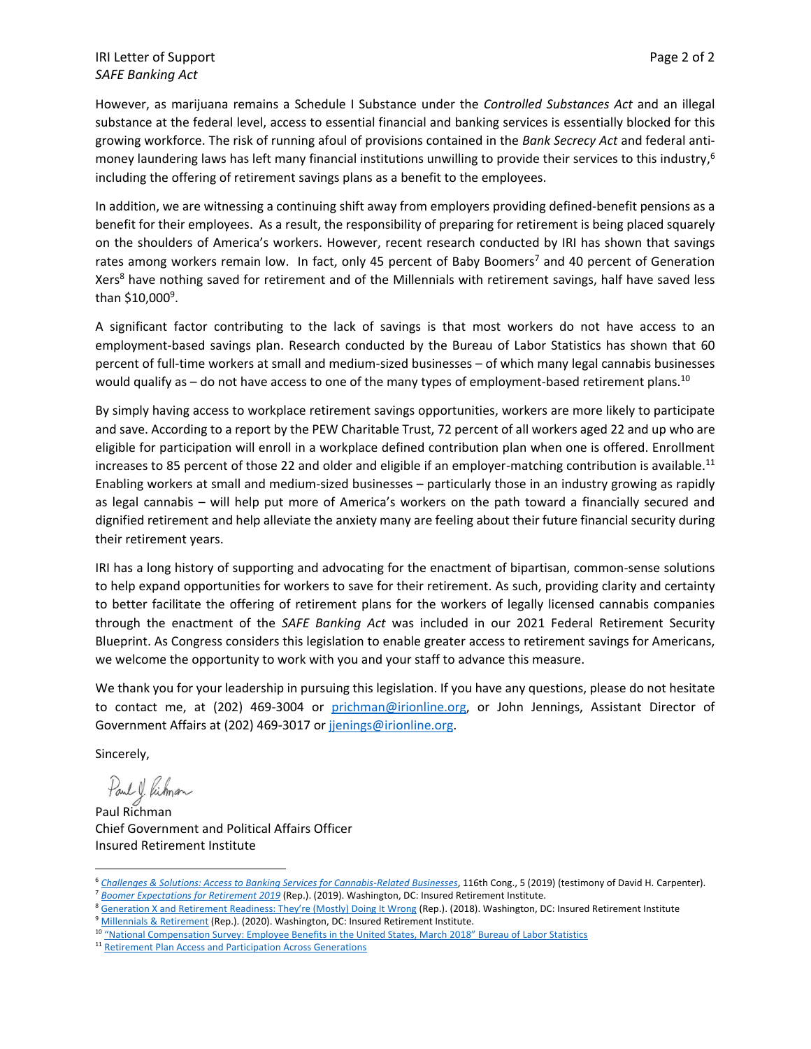However, as marijuana remains a Schedule I Substance under the *Controlled Substances Act* and an illegal substance at the federal level, access to essential financial and banking services is essentially blocked for this growing workforce. The risk of running afoul of provisions contained in the *Bank Secrecy Act* and federal anti-money laundering laws has left many financial institutions unwilling to provide their services to this industry,[6] including the offering of retirement savings plans as a benefit to the employees.

In addition, we are witnessing a continuing shift away from employers providing defined-benefit pensions as a benefit for their employees. As a result, the responsibility of preparing for retirement is being placed squarely on the shoulders of America's workers. However, recent research conducted by IRI has shown that savings rates among workers remain low. In fact, only 45 percent of Baby Boomers[7] and 40 percent of Generation Xers[8] have nothing saved for retirement and of the Millennials with retirement savings, half have saved less than $10,000[9].

A significant factor contributing to the lack of savings is that most workers do not have access to an employment-based savings plan. Research conducted by the Bureau of Labor Statistics has shown that 60 percent of full-time workers at small and medium-sized businesses – of which many legal cannabis businesses would qualify as – do not have access to one of the many types of employment-based retirement plans.[10]

By simply having access to workplace retirement savings opportunities, workers are more likely to participate and save. According to a report by the PEW Charitable Trust, 72 percent of all workers aged 22 and up who are eligible for participation will enroll in a workplace defined contribution plan when one is offered. Enrollment increases to 85 percent of those 22 and older and eligible if an employer-matching contribution is available.[11] Enabling workers at small and medium-sized businesses – particularly those in an industry growing as rapidly as legal cannabis – will help put more of America's workers on the path toward a financially secured and dignified retirement and help alleviate the anxiety many are feeling about their future financial security during their retirement years.

IRI has a long history of supporting and advocating for the enactment of bipartisan, common-sense solutions to help expand opportunities for workers to save for their retirement. As such, providing clarity and certainty to better facilitate the offering of retirement plans for the workers of legally licensed cannabis companies through the enactment of the *SAFE Banking Act* was included in our 2021 Federal Retirement Security Blueprint. As Congress considers this legislation to enable greater access to retirement savings for Americans, we welcome the opportunity to work with you and your staff to advance this measure.

We thank you for your leadership in pursuing this legislation. If you have any questions, please do not hesitate to contact me, at (202) 469-3004 or prichman@irionline.org, or John Jennings, Assistant Director of Government Affairs at (202) 469-3017 or jjenings@irionline.org.

Sincerely,

Paul Richman
Chief Government and Political Affairs Officer
Insured Retirement Institute

---

[6] *Challenges & Solutions: Access to Banking Services for Cannabis-Related Businesses*, 116th Cong., 5 (2019) (testimony of David H. Carpenter).
[7] *Boomer Expectations for Retirement 2019* (Rep.). (2019). Washington, DC: Insured Retirement Institute.
[8] Generation X and Retirement Readiness: They're (Mostly) Doing It Wrong (Rep.). (2018). Washington, DC: Insured Retirement Institute
[9] Millennials & Retirement (Rep.). (2020). Washington, DC: Insured Retirement Institute.
[10] "National Compensation Survey: Employee Benefits in the United States, March 2018" Bureau of Labor Statistics
[11] Retirement Plan Access and Participation Across Generations